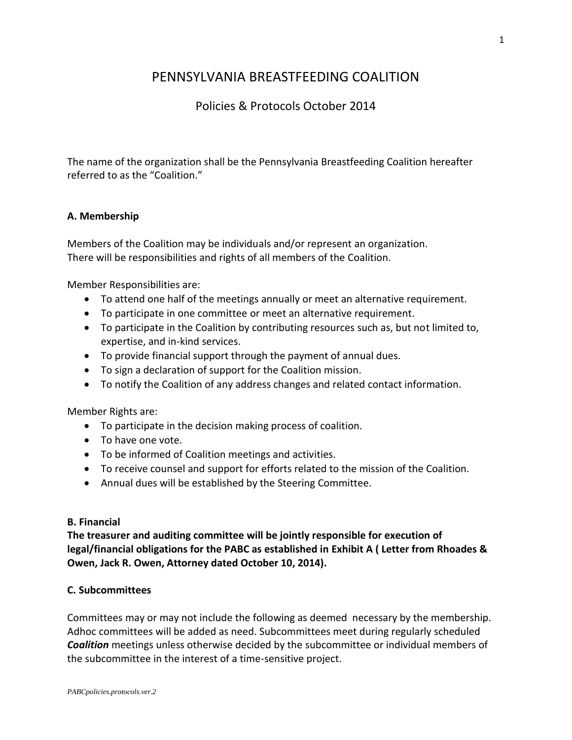# PENNSYLVANIA BREASTFEEDING COALITION

## Policies & Protocols October 2014

The name of the organization shall be the Pennsylvania Breastfeeding Coalition hereafter referred to as the "Coalition."

### A. Membership

Members of the Coalition may be individuals and/or represent an organization.
There will be responsibilities and rights of all members of the Coalition.

Member Responsibilities are:

- To attend one half of the meetings annually or meet an alternative requirement.
- To participate in one committee or meet an alternative requirement.
- To participate in the Coalition by contributing resources such as, but not limited to, expertise, and in-kind services.
- To provide financial support through the payment of annual dues.
- To sign a declaration of support for the Coalition mission.
- To notify the Coalition of any address changes and related contact information.

Member Rights are:

- To participate in the decision making process of coalition.
- To have one vote.
- To be informed of Coalition meetings and activities.
- To receive counsel and support for efforts related to the mission of the Coalition.
- Annual dues will be established by the Steering Committee.

### B. Financial

**The treasurer and auditing committee will be jointly responsible for execution of legal/financial obligations for the PABC as established in Exhibit A ( Letter from Rhoades & Owen, Jack R. Owen, Attorney dated October 10, 2014).**

### C. Subcommittees

Committees may or may not include the following as deemed necessary by the membership. Adhoc committees will be added as need. Subcommittees meet during regularly scheduled ***Coalition*** meetings unless otherwise decided by the subcommittee or individual members of the subcommittee in the interest of a time-sensitive project.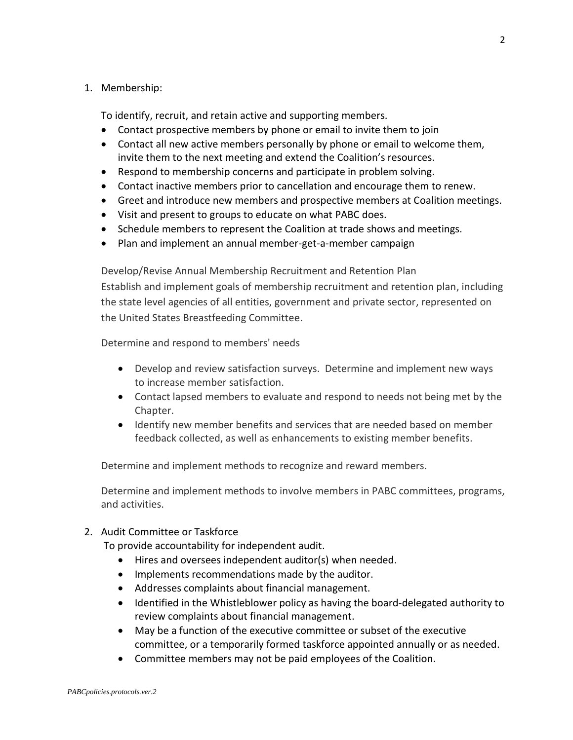1. Membership:

   To identify, recruit, and retain active and supporting members.

   - Contact prospective members by phone or email to invite them to join
   - Contact all new active members personally by phone or email to welcome them, invite them to the next meeting and extend the Coalition's resources.
   - Respond to membership concerns and participate in problem solving.
   - Contact inactive members prior to cancellation and encourage them to renew.
   - Greet and introduce new members and prospective members at Coalition meetings.
   - Visit and present to groups to educate on what PABC does.
   - Schedule members to represent the Coalition at trade shows and meetings.
   - Plan and implement an annual member-get-a-member campaign

   Develop/Revise Annual Membership Recruitment and Retention Plan
   Establish and implement goals of membership recruitment and retention plan, including the state level agencies of all entities, government and private sector, represented on the United States Breastfeeding Committee.

   Determine and respond to members' needs

   - Develop and review satisfaction surveys. Determine and implement new ways to increase member satisfaction.
   - Contact lapsed members to evaluate and respond to needs not being met by the Chapter.
   - Identify new member benefits and services that are needed based on member feedback collected, as well as enhancements to existing member benefits.

   Determine and implement methods to recognize and reward members.

   Determine and implement methods to involve members in PABC committees, programs, and activities.

2. Audit Committee or Taskforce

   To provide accountability for independent audit.

   - Hires and oversees independent auditor(s) when needed.
   - Implements recommendations made by the auditor.
   - Addresses complaints about financial management.
   - Identified in the Whistleblower policy as having the board-delegated authority to review complaints about financial management.
   - May be a function of the executive committee or subset of the executive committee, or a temporarily formed taskforce appointed annually or as needed.
   - Committee members may not be paid employees of the Coalition.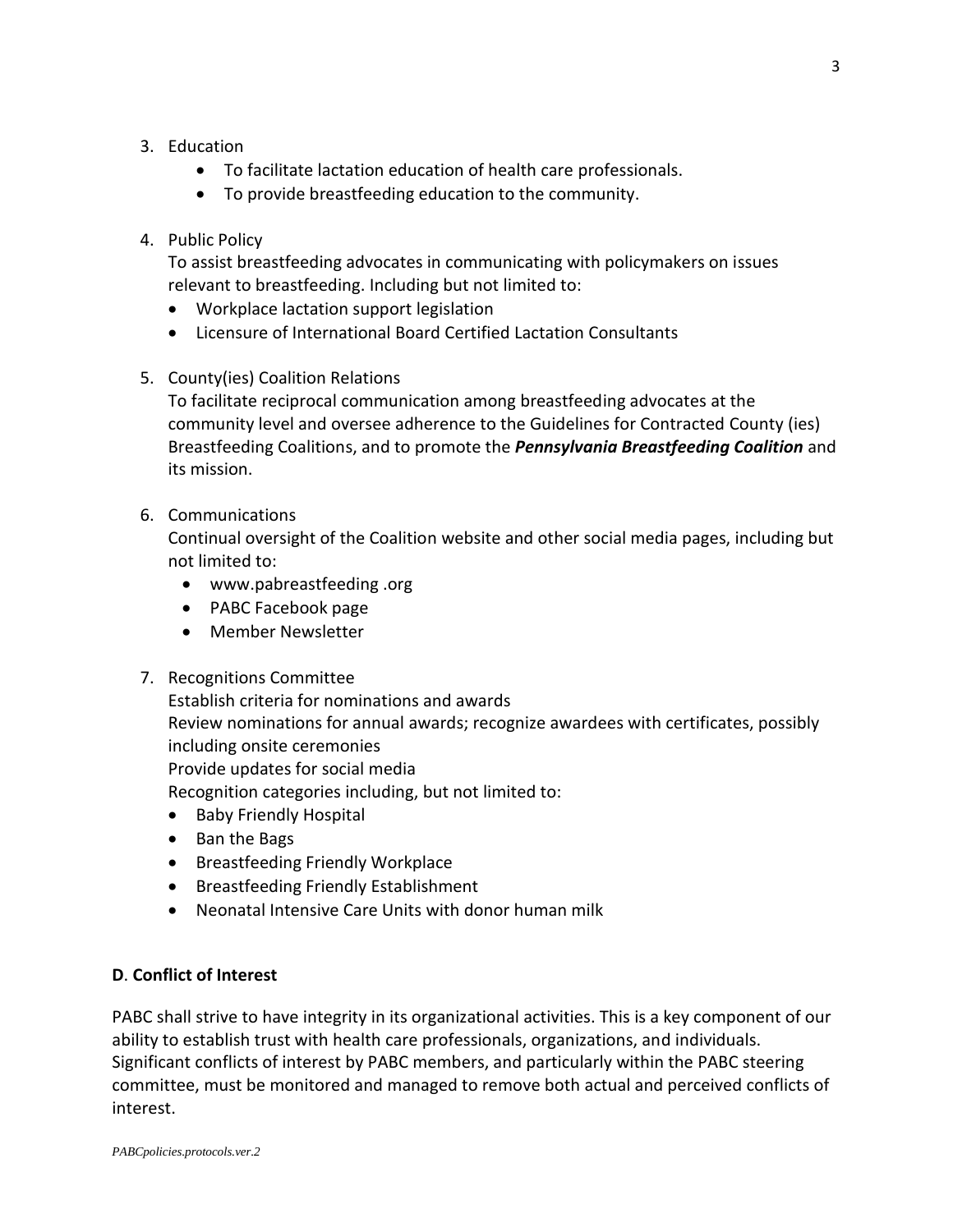3. Education
    - To facilitate lactation education of health care professionals.
    - To provide breastfeeding education to the community.

4. Public Policy
   To assist breastfeeding advocates in communicating with policymakers on issues relevant to breastfeeding. Including but not limited to:
    - Workplace lactation support legislation
    - Licensure of International Board Certified Lactation Consultants

5. County(ies) Coalition Relations
   To facilitate reciprocal communication among breastfeeding advocates at the community level and oversee adherence to the Guidelines for Contracted County (ies) Breastfeeding Coalitions, and to promote the ***Pennsylvania Breastfeeding Coalition*** and its mission.

6. Communications
   Continual oversight of the Coalition website and other social media pages, including but not limited to:
    - www.pabreastfeeding .org
    - PABC Facebook page
    - Member Newsletter

7. Recognitions Committee
   Establish criteria for nominations and awards
   Review nominations for annual awards; recognize awardees with certificates, possibly including onsite ceremonies
   Provide updates for social media
   Recognition categories including, but not limited to:
    - Baby Friendly Hospital
    - Ban the Bags
    - Breastfeeding Friendly Workplace
    - Breastfeeding Friendly Establishment
    - Neonatal Intensive Care Units with donor human milk

**D**. **Conflict of Interest**

PABC shall strive to have integrity in its organizational activities. This is a key component of our ability to establish trust with health care professionals, organizations, and individuals. Significant conflicts of interest by PABC members, and particularly within the PABC steering committee, must be monitored and managed to remove both actual and perceived conflicts of interest.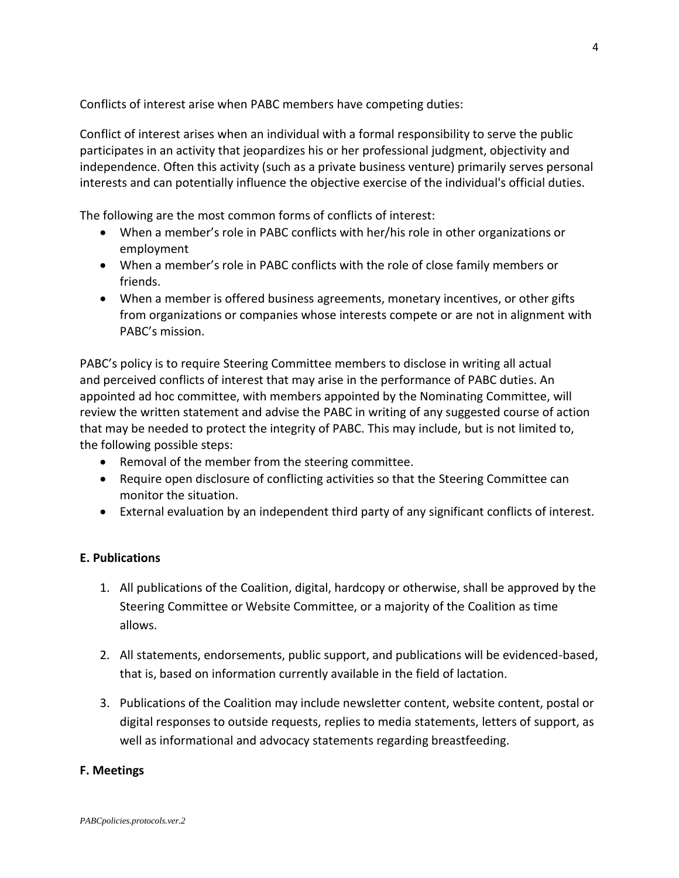Conflicts of interest arise when PABC members have competing duties:

Conflict of interest arises when an individual with a formal responsibility to serve the public participates in an activity that jeopardizes his or her professional judgment, objectivity and independence. Often this activity (such as a private business venture) primarily serves personal interests and can potentially influence the objective exercise of the individual's official duties.

The following are the most common forms of conflicts of interest:

- When a member's role in PABC conflicts with her/his role in other organizations or employment
- When a member's role in PABC conflicts with the role of close family members or friends.
- When a member is offered business agreements, monetary incentives, or other gifts from organizations or companies whose interests compete or are not in alignment with PABC's mission.

PABC's policy is to require Steering Committee members to disclose in writing all actual and perceived conflicts of interest that may arise in the performance of PABC duties. An appointed ad hoc committee, with members appointed by the Nominating Committee, will review the written statement and advise the PABC in writing of any suggested course of action that may be needed to protect the integrity of PABC. This may include, but is not limited to, the following possible steps:

- Removal of the member from the steering committee.
- Require open disclosure of conflicting activities so that the Steering Committee can monitor the situation.
- External evaluation by an independent third party of any significant conflicts of interest.

**E. Publications**

1. All publications of the Coalition, digital, hardcopy or otherwise, shall be approved by the Steering Committee or Website Committee, or a majority of the Coalition as time allows.

2. All statements, endorsements, public support, and publications will be evidenced-based, that is, based on information currently available in the field of lactation.

3. Publications of the Coalition may include newsletter content, website content, postal or digital responses to outside requests, replies to media statements, letters of support, as well as informational and advocacy statements regarding breastfeeding.

**F. Meetings**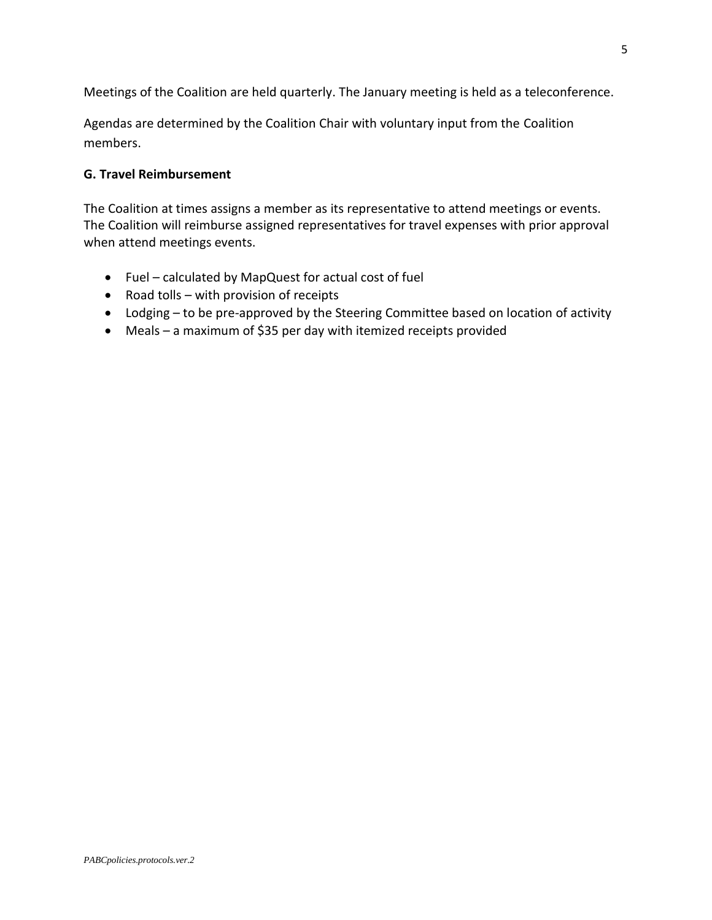Meetings of the Coalition are held quarterly. The January meeting is held as a teleconference.

Agendas are determined by the Coalition Chair with voluntary input from the Coalition members.

**G. Travel Reimbursement**

The Coalition at times assigns a member as its representative to attend meetings or events. The Coalition will reimburse assigned representatives for travel expenses with prior approval when attend meetings events.

- Fuel – calculated by MapQuest for actual cost of fuel
- Road tolls – with provision of receipts
- Lodging – to be pre-approved by the Steering Committee based on location of activity
- Meals – a maximum of $35 per day with itemized receipts provided